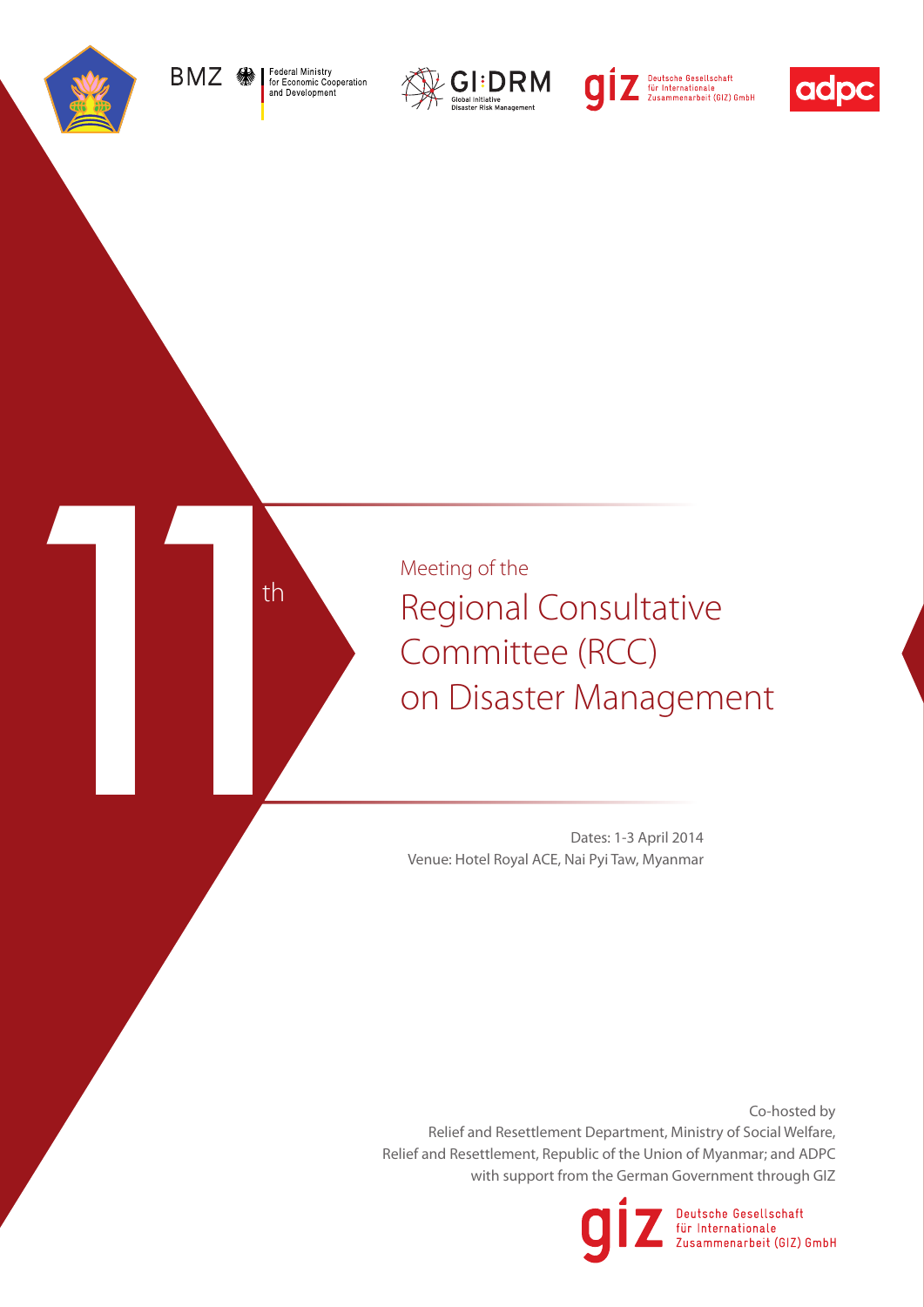BMZ Federal Ministry for Economic Cooperation and Development

GI:DRM Global Initiative Disaster Risk Management

giz Deutsche Gesellschaft für Internationale Zusammenarbeit (GIZ) GmbH

adpc

# 11th Meeting of the Regional Consultative Committee (RCC) on Disaster Management

Dates: 1-3 April 2014

Venue: Hotel Royal ACE, Nai Pyi Taw, Myanmar

Co-hosted by

Relief and Resettlement Department, Ministry of Social Welfare, Relief and Resettlement, Republic of the Union of Myanmar; and ADPC with support from the German Government through GIZ

giz Deutsche Gesellschaft für Internationale Zusammenarbeit (GIZ) GmbH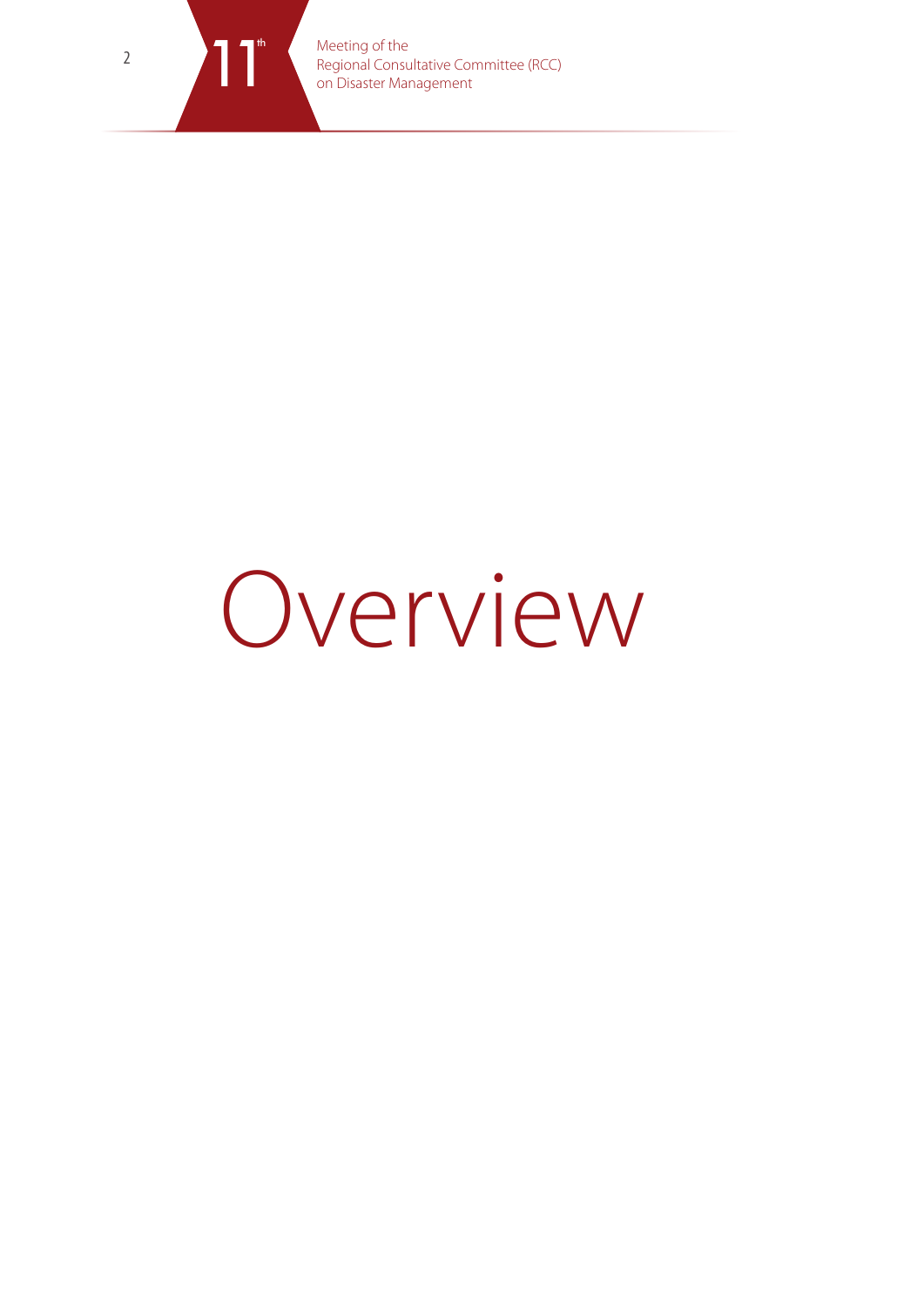# Overview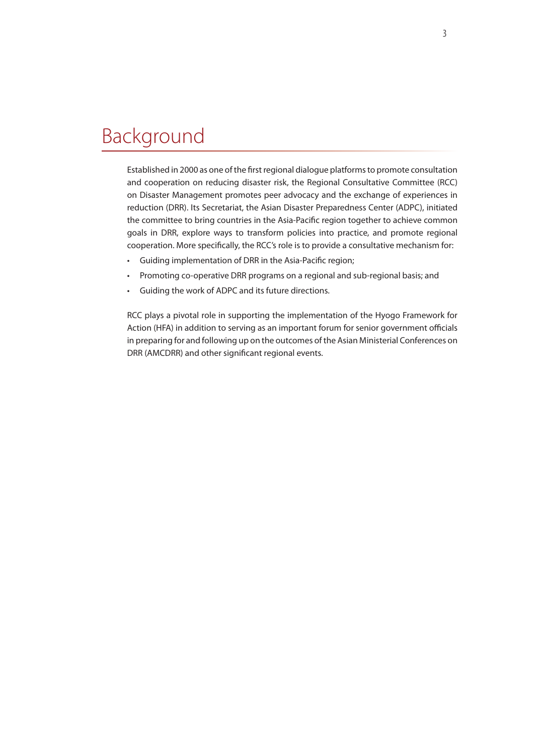# Background

Established in 2000 as one of the first regional dialogue platforms to promote consultation and cooperation on reducing disaster risk, the Regional Consultative Committee (RCC) on Disaster Management promotes peer advocacy and the exchange of experiences in reduction (DRR). Its Secretariat, the Asian Disaster Preparedness Center (ADPC), initiated the committee to bring countries in the Asia-Pacific region together to achieve common goals in DRR, explore ways to transform policies into practice, and promote regional cooperation. More specifically, the RCC's role is to provide a consultative mechanism for:

- Guiding implementation of DRR in the Asia-Pacific region;
- Promoting co-operative DRR programs on a regional and sub-regional basis; and
- Guiding the work of ADPC and its future directions.

RCC plays a pivotal role in supporting the implementation of the Hyogo Framework for Action (HFA) in addition to serving as an important forum for senior government officials in preparing for and following up on the outcomes of the Asian Ministerial Conferences on DRR (AMCDRR) and other significant regional events.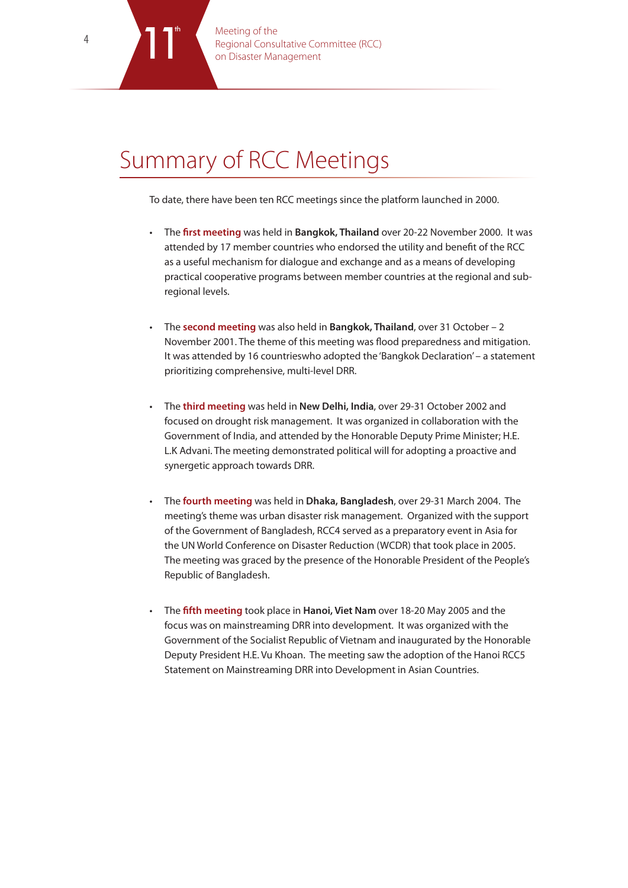# Summary of RCC Meetings

To date, there have been ten RCC meetings since the platform launched in 2000.

- The **first meeting** was held in **Bangkok, Thailand** over 20-22 November 2000. It was attended by 17 member countries who endorsed the utility and benefit of the RCC as a useful mechanism for dialogue and exchange and as a means of developing practical cooperative programs between member countries at the regional and sub-regional levels.

- The **second meeting** was also held in **Bangkok, Thailand**, over 31 October – 2 November 2001. The theme of this meeting was flood preparedness and mitigation. It was attended by 16 countrieswho adopted the 'Bangkok Declaration' – a statement prioritizing comprehensive, multi-level DRR.

- The **third meeting** was held in **New Delhi, India**, over 29-31 October 2002 and focused on drought risk management. It was organized in collaboration with the Government of India, and attended by the Honorable Deputy Prime Minister; H.E. L.K Advani. The meeting demonstrated political will for adopting a proactive and synergetic approach towards DRR.

- The **fourth meeting** was held in **Dhaka, Bangladesh**, over 29-31 March 2004. The meeting's theme was urban disaster risk management. Organized with the support of the Government of Bangladesh, RCC4 served as a preparatory event in Asia for the UN World Conference on Disaster Reduction (WCDR) that took place in 2005. The meeting was graced by the presence of the Honorable President of the People's Republic of Bangladesh.

- The **fifth meeting** took place in **Hanoi, Viet Nam** over 18-20 May 2005 and the focus was on mainstreaming DRR into development. It was organized with the Government of the Socialist Republic of Vietnam and inaugurated by the Honorable Deputy President H.E. Vu Khoan. The meeting saw the adoption of the Hanoi RCC5 Statement on Mainstreaming DRR into Development in Asian Countries.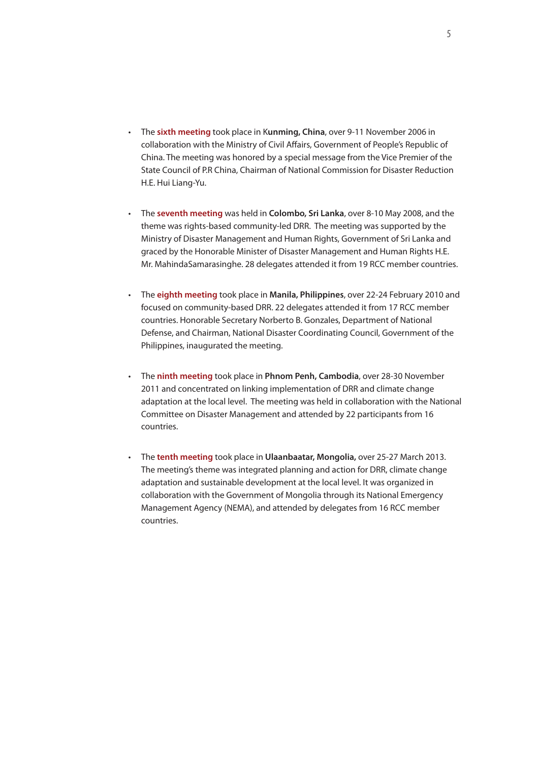- The **sixth meeting** took place in K**unming, China**, over 9-11 November 2006 in collaboration with the Ministry of Civil Affairs, Government of People's Republic of China. The meeting was honored by a special message from the Vice Premier of the State Council of P.R China, Chairman of National Commission for Disaster Reduction H.E. Hui Liang-Yu.

- The **seventh meeting** was held in **Colombo, Sri Lanka**, over 8-10 May 2008, and the theme was rights-based community-led DRR. The meeting was supported by the Ministry of Disaster Management and Human Rights, Government of Sri Lanka and graced by the Honorable Minister of Disaster Management and Human Rights H.E. Mr. MahindaSamarasinghe. 28 delegates attended it from 19 RCC member countries.

- The **eighth meeting** took place in **Manila, Philippines**, over 22-24 February 2010 and focused on community-based DRR. 22 delegates attended it from 17 RCC member countries. Honorable Secretary Norberto B. Gonzales, Department of National Defense, and Chairman, National Disaster Coordinating Council, Government of the Philippines, inaugurated the meeting.

- The **ninth meeting** took place in **Phnom Penh, Cambodia**, over 28-30 November 2011 and concentrated on linking implementation of DRR and climate change adaptation at the local level. The meeting was held in collaboration with the National Committee on Disaster Management and attended by 22 participants from 16 countries.

- The **tenth meeting** took place in **Ulaanbaatar, Mongolia,** over 25-27 March 2013. The meeting's theme was integrated planning and action for DRR, climate change adaptation and sustainable development at the local level. It was organized in collaboration with the Government of Mongolia through its National Emergency Management Agency (NEMA), and attended by delegates from 16 RCC member countries.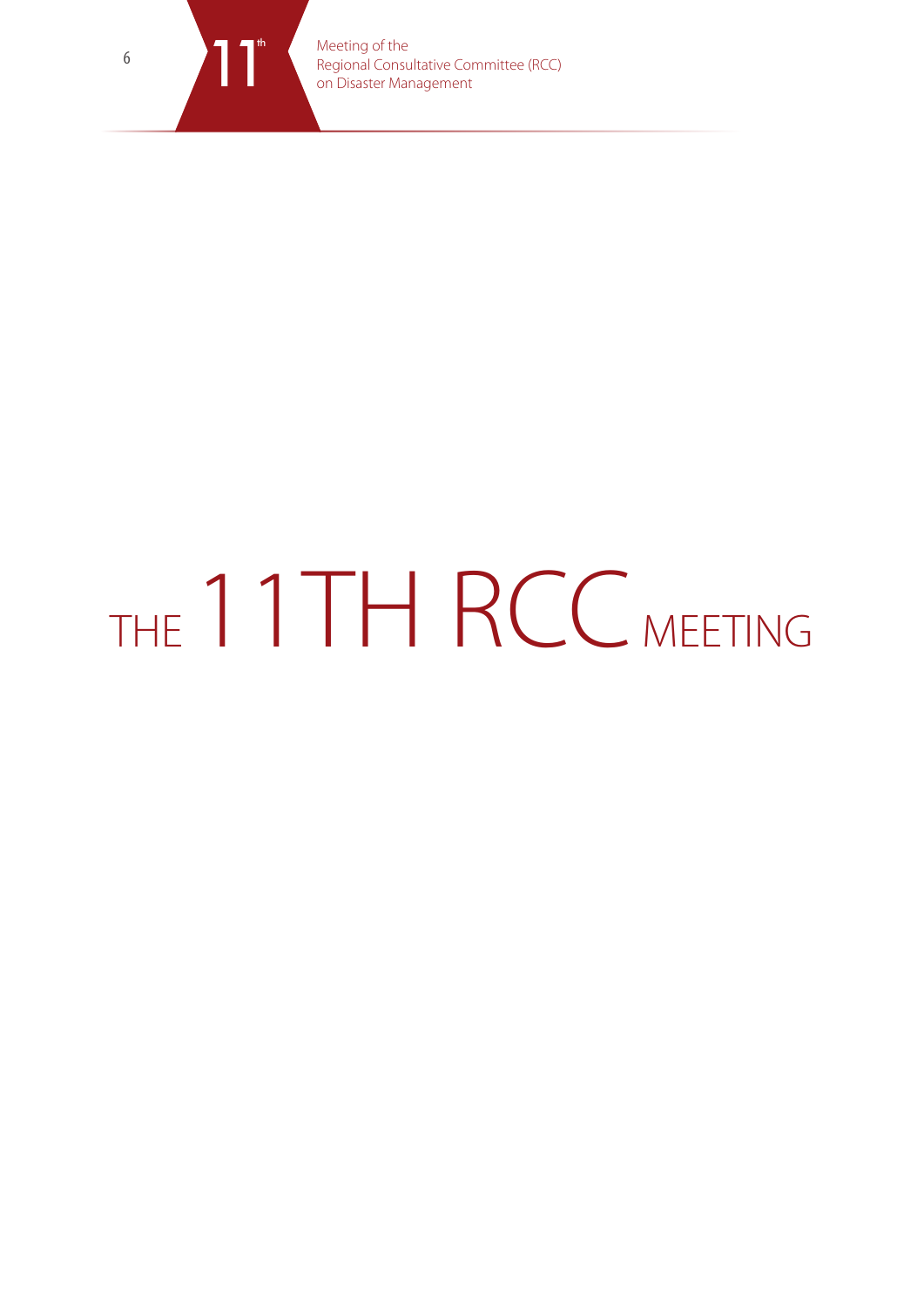# THE 11TH RCC MEETING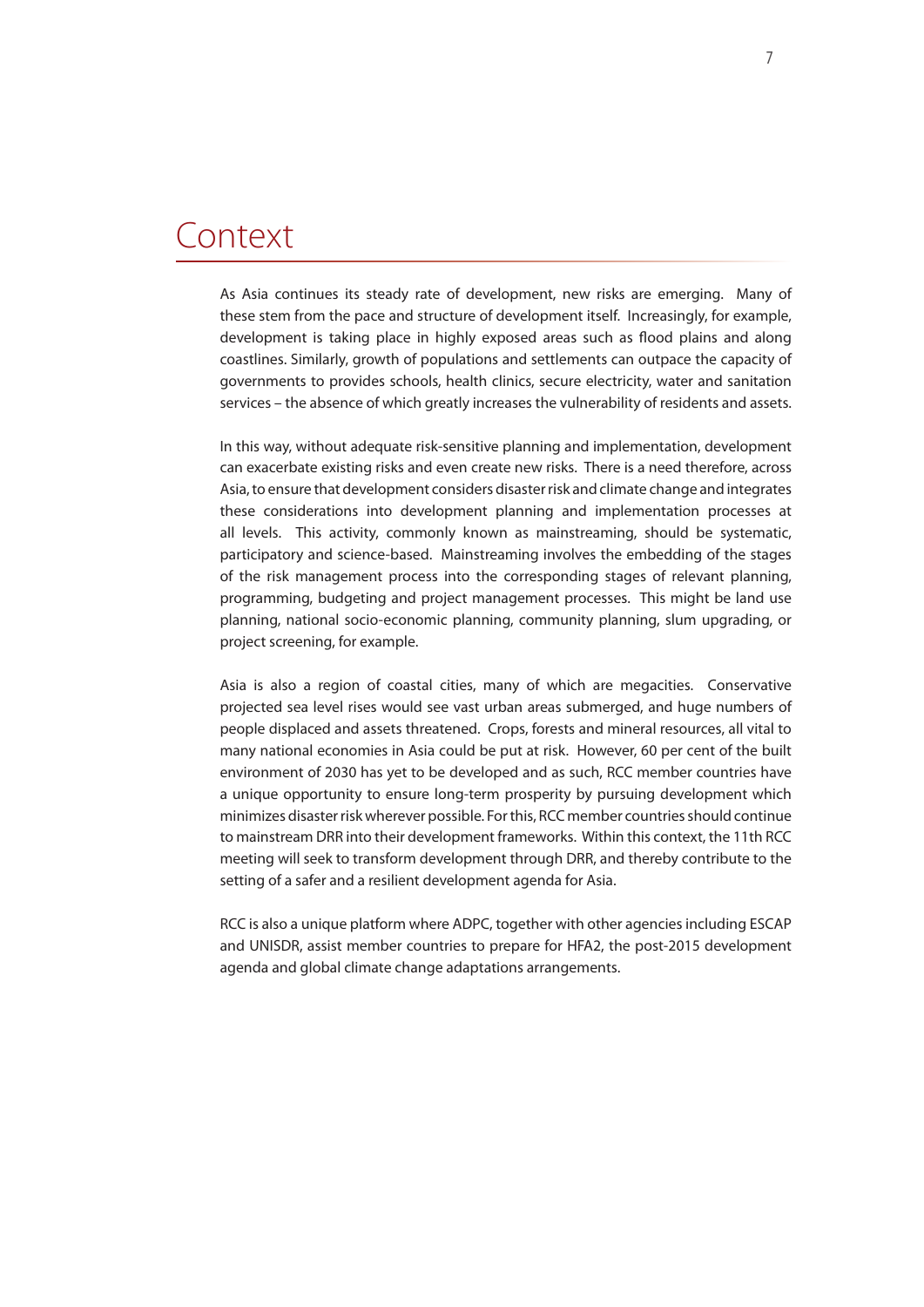# Context

As Asia continues its steady rate of development, new risks are emerging. Many of these stem from the pace and structure of development itself. Increasingly, for example, development is taking place in highly exposed areas such as flood plains and along coastlines. Similarly, growth of populations and settlements can outpace the capacity of governments to provides schools, health clinics, secure electricity, water and sanitation services – the absence of which greatly increases the vulnerability of residents and assets.

In this way, without adequate risk-sensitive planning and implementation, development can exacerbate existing risks and even create new risks. There is a need therefore, across Asia, to ensure that development considers disaster risk and climate change and integrates these considerations into development planning and implementation processes at all levels. This activity, commonly known as mainstreaming, should be systematic, participatory and science-based. Mainstreaming involves the embedding of the stages of the risk management process into the corresponding stages of relevant planning, programming, budgeting and project management processes. This might be land use planning, national socio-economic planning, community planning, slum upgrading, or project screening, for example.

Asia is also a region of coastal cities, many of which are megacities. Conservative projected sea level rises would see vast urban areas submerged, and huge numbers of people displaced and assets threatened. Crops, forests and mineral resources, all vital to many national economies in Asia could be put at risk. However, 60 per cent of the built environment of 2030 has yet to be developed and as such, RCC member countries have a unique opportunity to ensure long-term prosperity by pursuing development which minimizes disaster risk wherever possible. For this, RCC member countries should continue to mainstream DRR into their development frameworks. Within this context, the 11th RCC meeting will seek to transform development through DRR, and thereby contribute to the setting of a safer and a resilient development agenda for Asia.

RCC is also a unique platform where ADPC, together with other agencies including ESCAP and UNISDR, assist member countries to prepare for HFA2, the post-2015 development agenda and global climate change adaptations arrangements.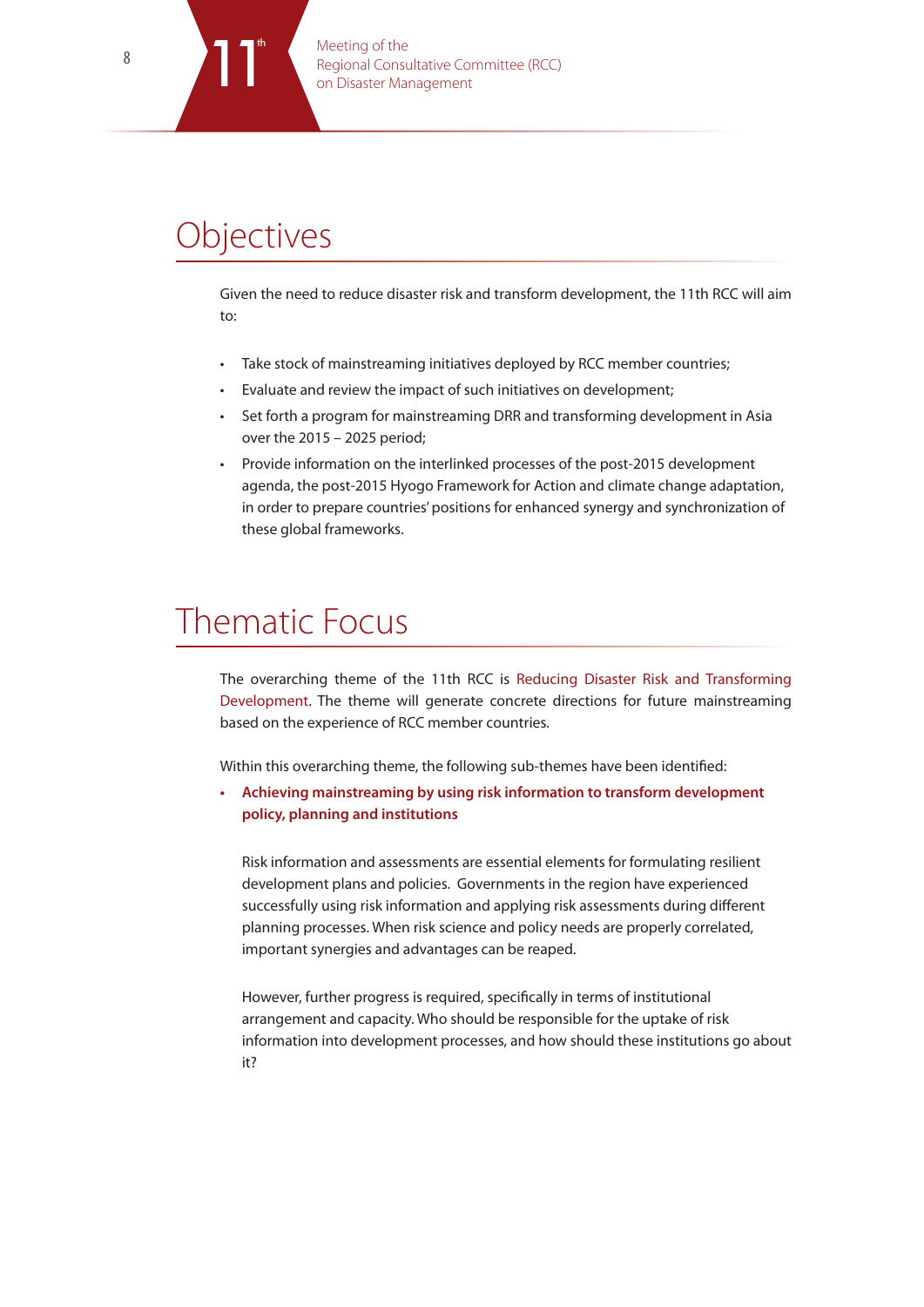# Objectives

Given the need to reduce disaster risk and transform development, the 11th RCC will aim to:

- Take stock of mainstreaming initiatives deployed by RCC member countries;
- Evaluate and review the impact of such initiatives on development;
- Set forth a program for mainstreaming DRR and transforming development in Asia over the 2015 – 2025 period;
- Provide information on the interlinked processes of the post-2015 development agenda, the post-2015 Hyogo Framework for Action and climate change adaptation, in order to prepare countries' positions for enhanced synergy and synchronization of these global frameworks.

# Thematic Focus

The overarching theme of the 11th RCC is Reducing Disaster Risk and Transforming Development. The theme will generate concrete directions for future mainstreaming based on the experience of RCC member countries.

Within this overarching theme, the following sub-themes have been identified:

- **Achieving mainstreaming by using risk information to transform development policy, planning and institutions**

  Risk information and assessments are essential elements for formulating resilient development plans and policies. Governments in the region have experienced successfully using risk information and applying risk assessments during different planning processes. When risk science and policy needs are properly correlated, important synergies and advantages can be reaped.

  However, further progress is required, specifically in terms of institutional arrangement and capacity. Who should be responsible for the uptake of risk information into development processes, and how should these institutions go about it?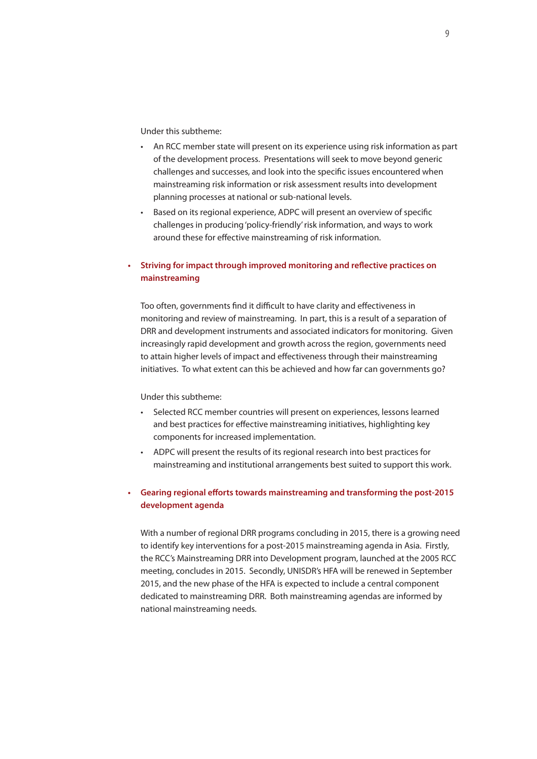Under this subtheme:

- An RCC member state will present on its experience using risk information as part of the development process. Presentations will seek to move beyond generic challenges and successes, and look into the specific issues encountered when mainstreaming risk information or risk assessment results into development planning processes at national or sub-national levels.
- Based on its regional experience, ADPC will present an overview of specific challenges in producing 'policy-friendly' risk information, and ways to work around these for effective mainstreaming of risk information.

- **Striving for impact through improved monitoring and reflective practices on mainstreaming**

  Too often, governments find it difficult to have clarity and effectiveness in monitoring and review of mainstreaming. In part, this is a result of a separation of DRR and development instruments and associated indicators for monitoring. Given increasingly rapid development and growth across the region, governments need to attain higher levels of impact and effectiveness through their mainstreaming initiatives. To what extent can this be achieved and how far can governments go?

  Under this subtheme:

  - Selected RCC member countries will present on experiences, lessons learned and best practices for effective mainstreaming initiatives, highlighting key components for increased implementation.
  - ADPC will present the results of its regional research into best practices for mainstreaming and institutional arrangements best suited to support this work.

- **Gearing regional efforts towards mainstreaming and transforming the post-2015 development agenda**

  With a number of regional DRR programs concluding in 2015, there is a growing need to identify key interventions for a post-2015 mainstreaming agenda in Asia. Firstly, the RCC's Mainstreaming DRR into Development program, launched at the 2005 RCC meeting, concludes in 2015. Secondly, UNISDR's HFA will be renewed in September 2015, and the new phase of the HFA is expected to include a central component dedicated to mainstreaming DRR. Both mainstreaming agendas are informed by national mainstreaming needs.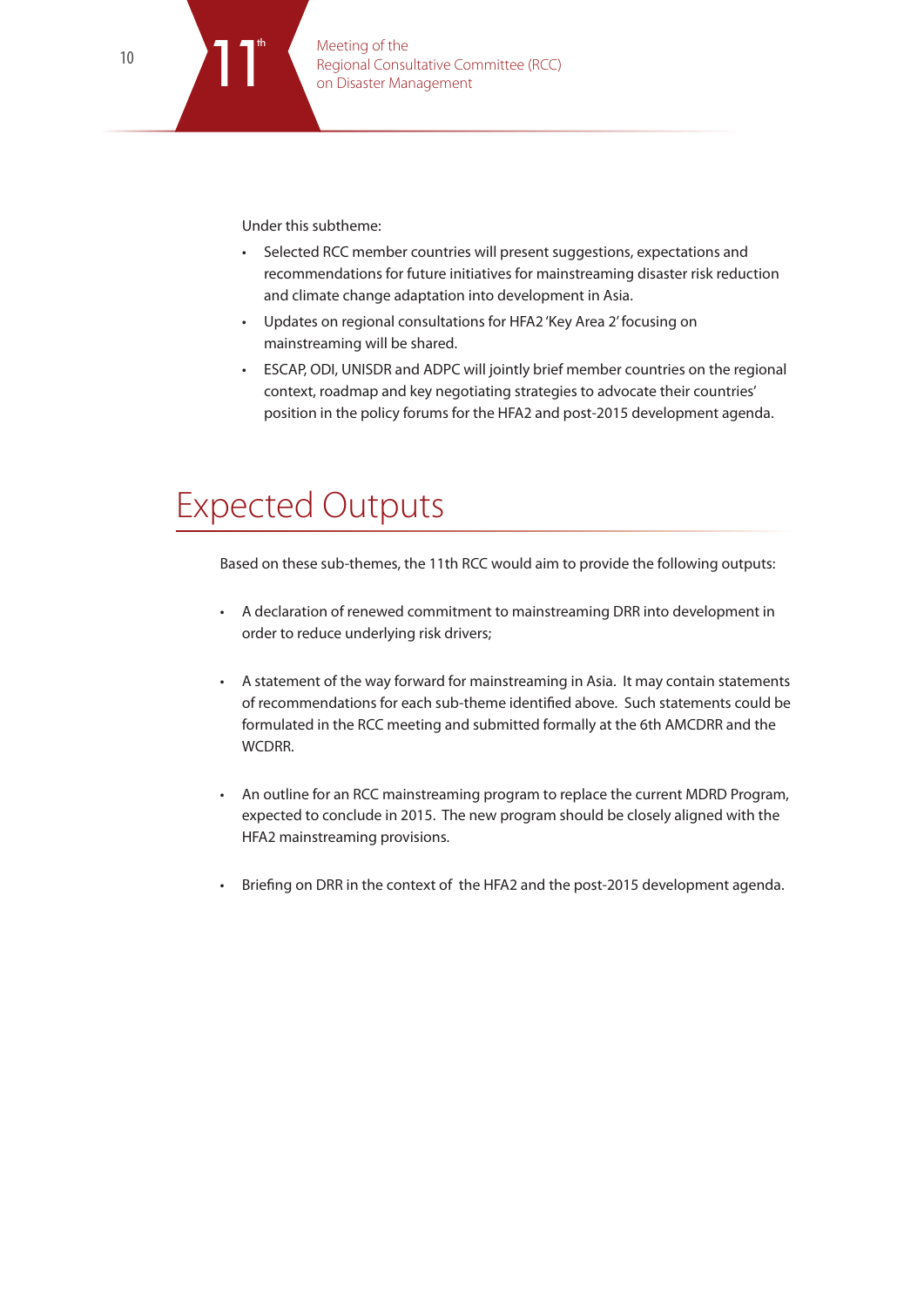Under this subtheme:

- Selected RCC member countries will present suggestions, expectations and recommendations for future initiatives for mainstreaming disaster risk reduction and climate change adaptation into development in Asia.
- Updates on regional consultations for HFA2 'Key Area 2' focusing on mainstreaming will be shared.
- ESCAP, ODI, UNISDR and ADPC will jointly brief member countries on the regional context, roadmap and key negotiating strategies to advocate their countries' position in the policy forums for the HFA2 and post-2015 development agenda.

# Expected Outputs

Based on these sub-themes, the 11th RCC would aim to provide the following outputs:

- A declaration of renewed commitment to mainstreaming DRR into development in order to reduce underlying risk drivers;
- A statement of the way forward for mainstreaming in Asia. It may contain statements of recommendations for each sub-theme identified above. Such statements could be formulated in the RCC meeting and submitted formally at the 6th AMCDRR and the WCDRR.
- An outline for an RCC mainstreaming program to replace the current MDRD Program, expected to conclude in 2015. The new program should be closely aligned with the HFA2 mainstreaming provisions.
- Briefing on DRR in the context of the HFA2 and the post-2015 development agenda.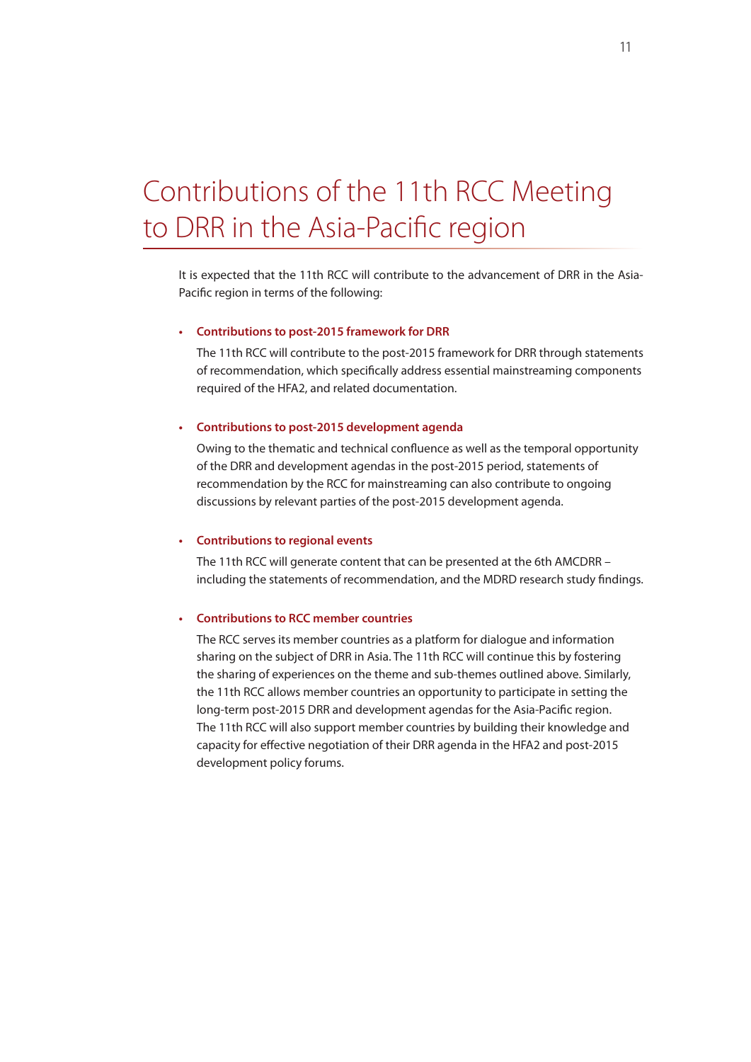# Contributions of the 11th RCC Meeting to DRR in the Asia-Pacific region

It is expected that the 11th RCC will contribute to the advancement of DRR in the Asia-Pacific region in terms of the following:

- **Contributions to post-2015 framework for DRR**

  The 11th RCC will contribute to the post-2015 framework for DRR through statements of recommendation, which specifically address essential mainstreaming components required of the HFA2, and related documentation.

- **Contributions to post-2015 development agenda**

  Owing to the thematic and technical confluence as well as the temporal opportunity of the DRR and development agendas in the post-2015 period, statements of recommendation by the RCC for mainstreaming can also contribute to ongoing discussions by relevant parties of the post-2015 development agenda.

- **Contributions to regional events**

  The 11th RCC will generate content that can be presented at the 6th AMCDRR – including the statements of recommendation, and the MDRD research study findings.

- **Contributions to RCC member countries**

  The RCC serves its member countries as a platform for dialogue and information sharing on the subject of DRR in Asia. The 11th RCC will continue this by fostering the sharing of experiences on the theme and sub-themes outlined above. Similarly, the 11th RCC allows member countries an opportunity to participate in setting the long-term post-2015 DRR and development agendas for the Asia-Pacific region. The 11th RCC will also support member countries by building their knowledge and capacity for effective negotiation of their DRR agenda in the HFA2 and post-2015 development policy forums.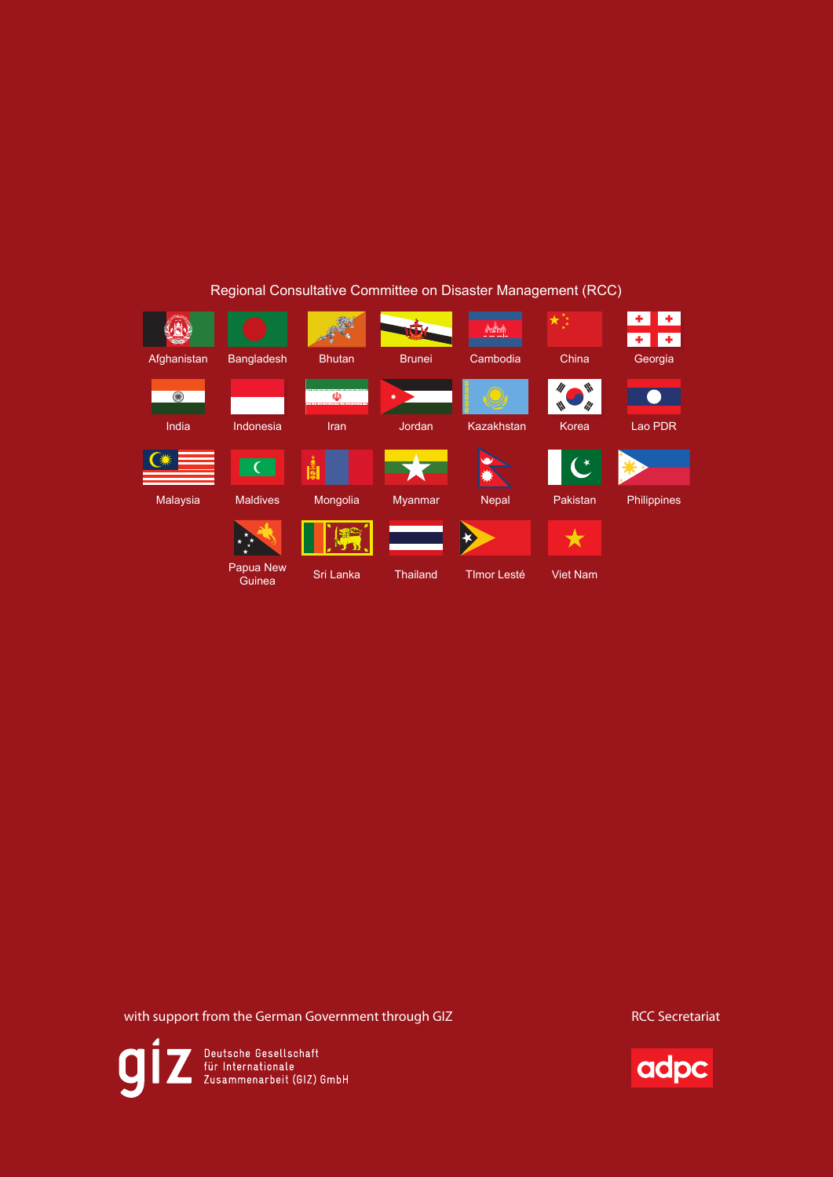Regional Consultative Committee on Disaster Management (RCC)

Afghanistan, Bangladesh, Bhutan, Brunei, Cambodia, China, Georgia

India, Indonesia, Iran, Jordan, Kazakhstan, Korea, Lao PDR

Malaysia, Maldives, Mongolia, Myanmar, Nepal, Pakistan, Philippines

Papua New Guinea, Sri Lanka, Thailand, TImor Lesté, Viet Nam

with support from the German Government through GIZ

giz Deutsche Gesellschaft für Internationale Zusammenarbeit (GIZ) GmbH

RCC Secretariat

adpc